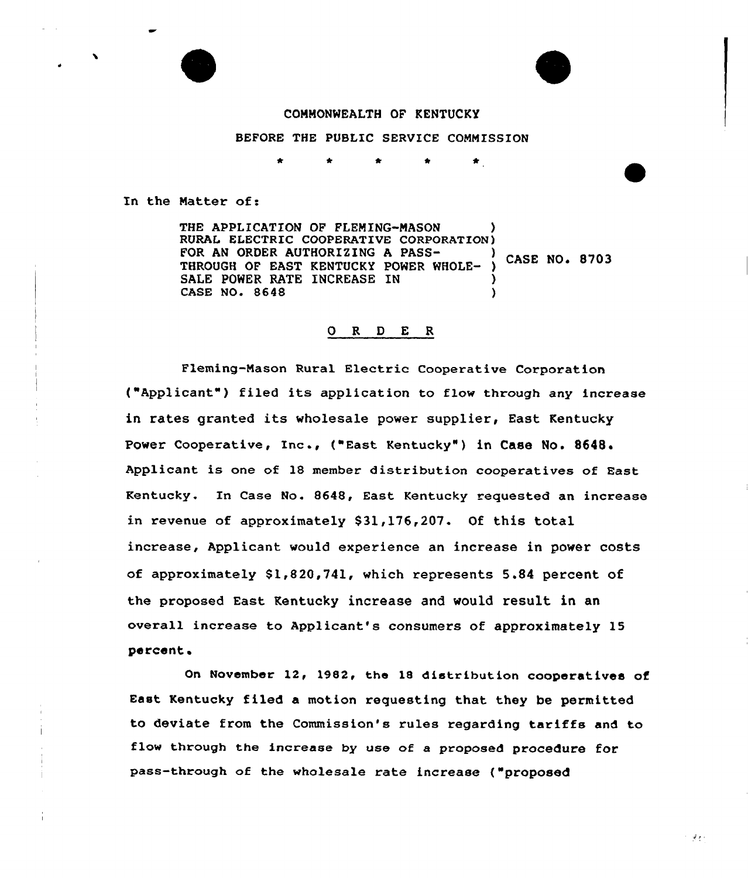COMMONWEALTH OF KENTUCKY

BEFORE THE PUBLIC SERVICE COMMISSION

\* \* \* \* \*

In the Matter of:

THE APPLICATION OF FLEMING-MASON RURAL ELECTRIC COOPERATIVE CORPORATION FOR AN ORDER AUTHORIZING A PASS-THROUGH OF EAST KENTUCKY POWER WHOLESALE POWER RATE INCREASE IN CASE NO. 8648 ) CASE NO. 8703

## O R D E R

Fleming-Mason Rural Electric Cooperative Corporation ("Applicant") filed its application to flow through any increase in rates granted its wholesale power supplier, East Kentucky Power Cooperative, Inc., ("East Kentucky") in Case No. 8648. Applicant is one of 18 member distribution cooperatives of East Kentucky. In Case No. 8648, East Kentucky requested an increase in revenue of approximately $31,176,207. Of this total increase, Applicant would experience an increase in power costs of approximately $1,820,741, which represents 5.84 percent of the proposed East Kentucky increase and would result in an overall increase to Applicant's consumers of approximately 15 percent.

On November 12, 1982, the 18 distribution cooperatives of East Kentucky filed a motion requesting that they be permitted to deviate from the Commission's rules regarding tariffs and to flow through the increase by use of a proposed procedure for pass-through of the wholesale rate increase ("proposed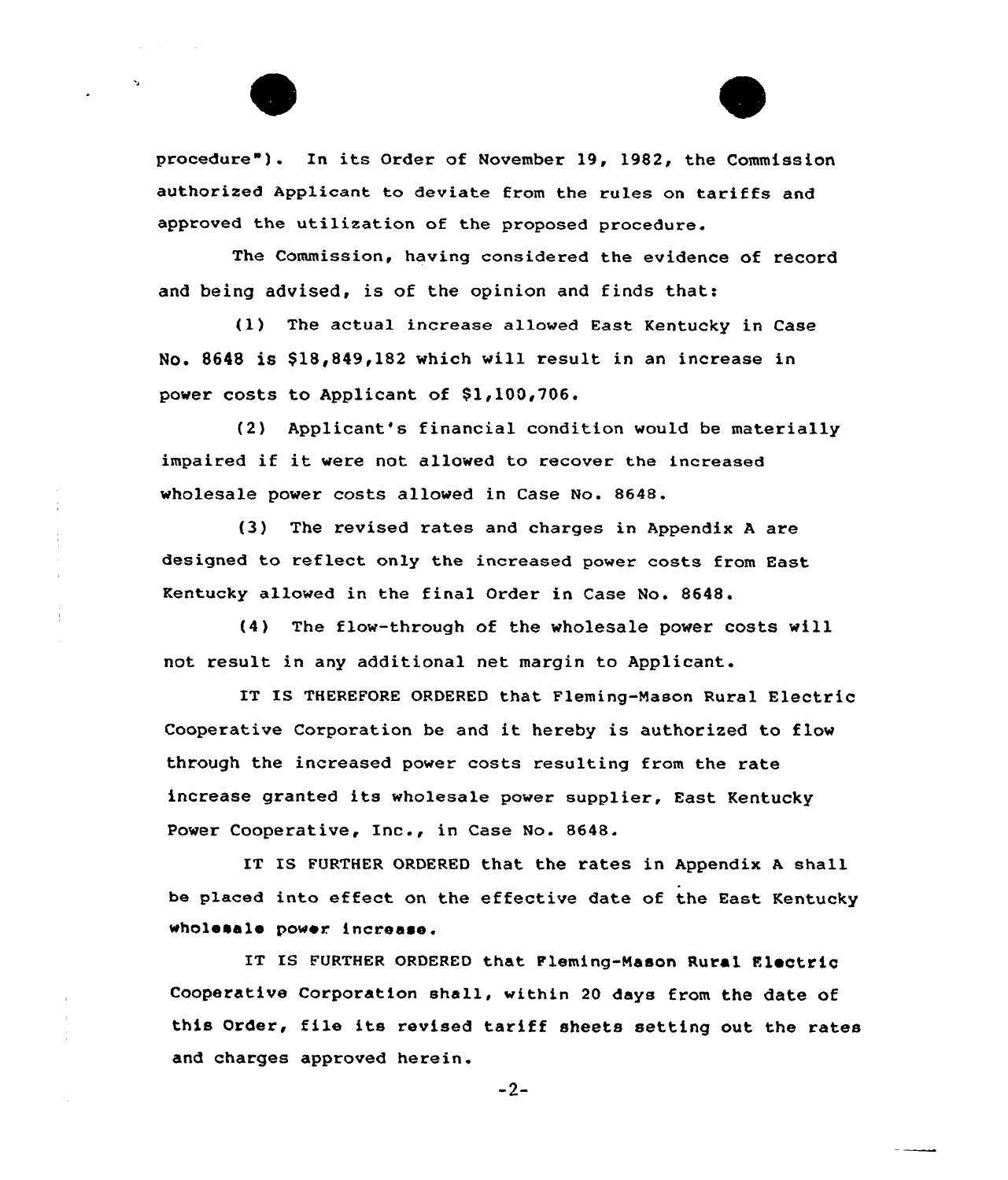procedure"). In its Order of November 19, 1982, the Commission authorized Applicant to deviate from the rules on tariffs and approved the utilization of the proposed procedure.

The Commission, having considered the evidence of record and being advised, is of the opinion and finds that:

(1) The actual increase allowed East Kentucky in Case No. 8648 is $18,849,182 which will result in an increase in power costs to Applicant of $1,100,706.

(2) Applicant's financial condition would be materially impaired if it were not allowed to recover the increased wholesale power costs allowed in Case No. 8648.

(3) The revised rates and charges in Appendix A are designed to reflect only the increased power costs from East Kentucky allowed in the final Order in Case No. 8648.

(4) The flow-through of the wholesale power costs will not result in any additional net margin to Applicant.

IT IS THEREFORE ORDERED that Fleming-Mason Rural Electric Cooperative Corporation be and it hereby is authorized to flow through the increased power costs resulting from the rate increase granted its wholesale power supplier, East Kentucky Power Cooperative, Inc., in Case No. 8648.

IT IS FURTHER ORDERED that the rates in Appendix A shall be placed into effect on the effective date of the East Kentucky wholesale power increase.

IT IS FURTHER ORDERED that Fleming-Mason Rural Electric Cooperative Corporation shall, within 20 days from the date of this Order, file its revised tariff sheets setting out the rates and charges approved herein.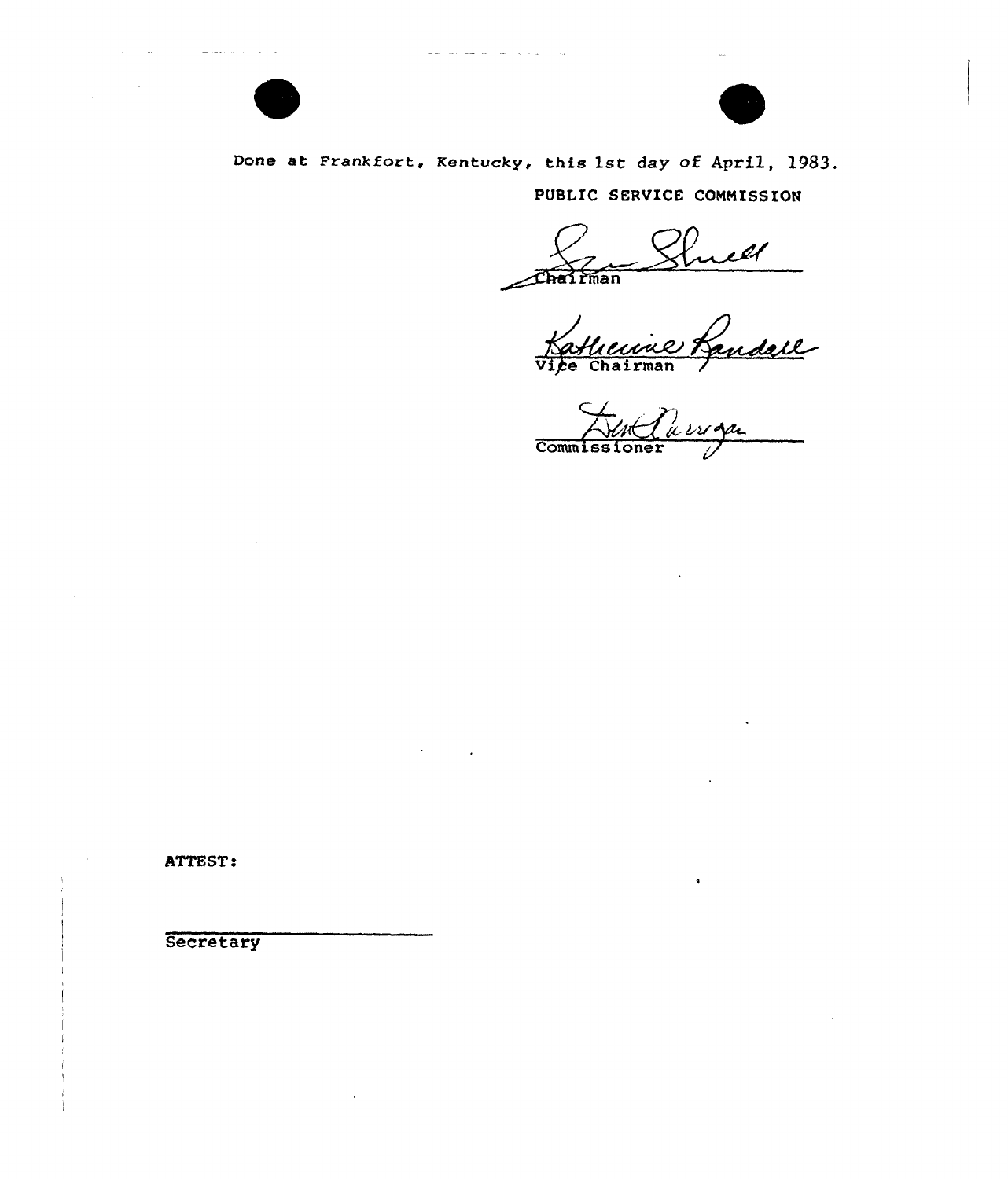Done at Frankfort, Kentucky, this 1st day of April, 1983.

PUBLIC SERVICE COMMISSION

Chairman

Vice Chairman

Commissioner

ATTEST:

Secretary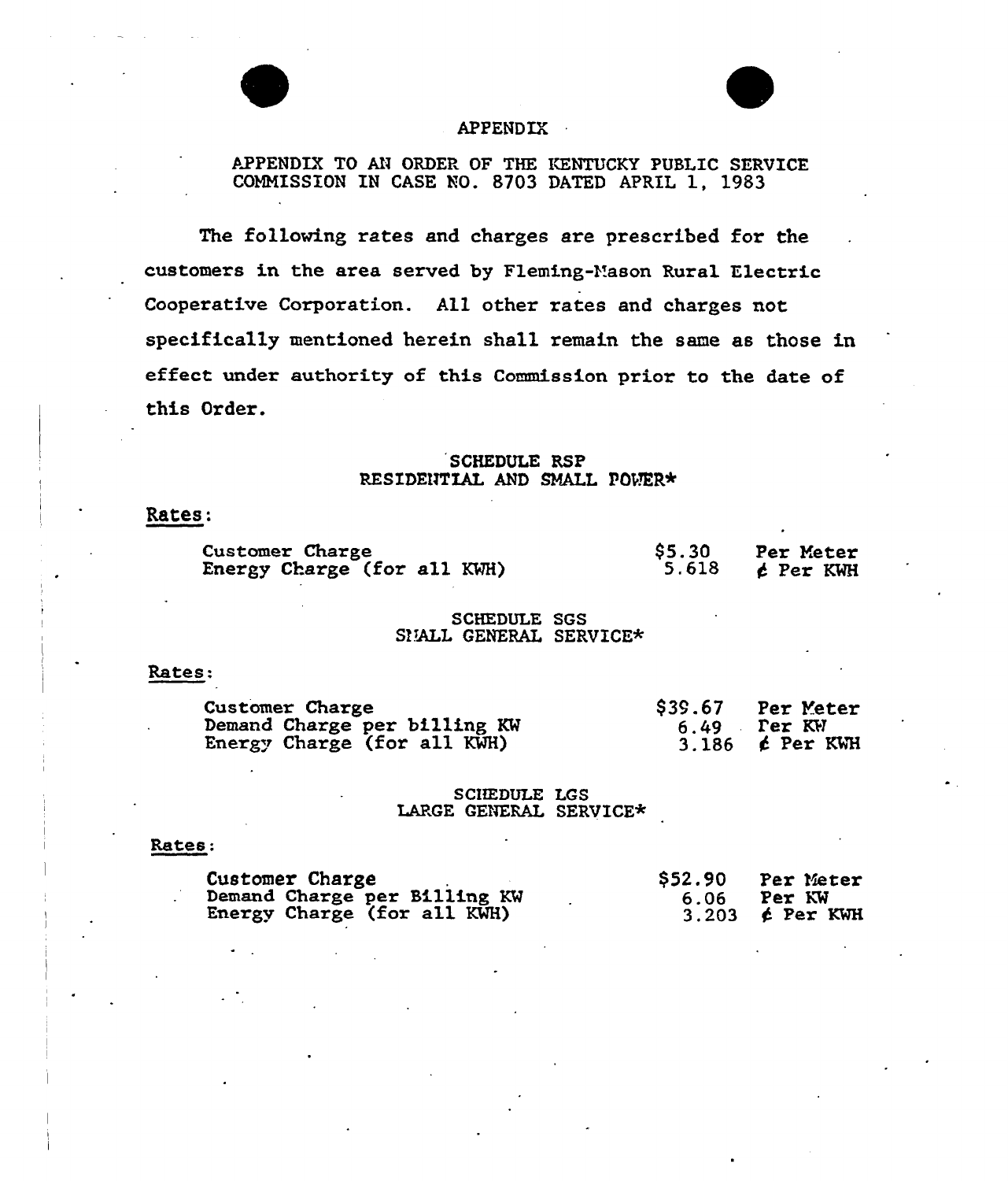# APPENDIX

APPENDIX TO AN ORDER OF THE KENTUCKY PUBLIC SERVICE COMMISSION IN CASE NO. 8703 DATED APRIL 1, 1983

The following rates and charges are prescribed for the customers in the area served by Fleming-Mason Rural Electric Cooperative Corporation. All other rates and charges not specifically mentioned herein shall remain the same as those in effect under authority of this Commission prior to the date of this Order.

## SCHEDULE RSP
## RESIDENTIAL AND SMALL POWER*

**Rates:**

| | | |
|---|---|---|
| Customer Charge | $5.30 | Per Meter |
| Energy Charge (for all KWH) | 5.618 | ¢ Per KWH |

## SCHEDULE SGS
## SMALL GENERAL SERVICE*

**Rates:**

| | | |
|---|---|---|
| Customer Charge | $39.67 | Per Meter |
| Demand Charge per billing KW | 6.49 | Per KW |
| Energy Charge (for all KWH) | 3.186 | ¢ Per KWH |

## SCHEDULE LGS
## LARGE GENERAL SERVICE*

**Rates:**

| | | |
|---|---|---|
| Customer Charge | $52.90 | Per Meter |
| Demand Charge per Billing KW | 6.06 | Per KW |
| Energy Charge (for all KWH) | 3.203 | ¢ Per KWH |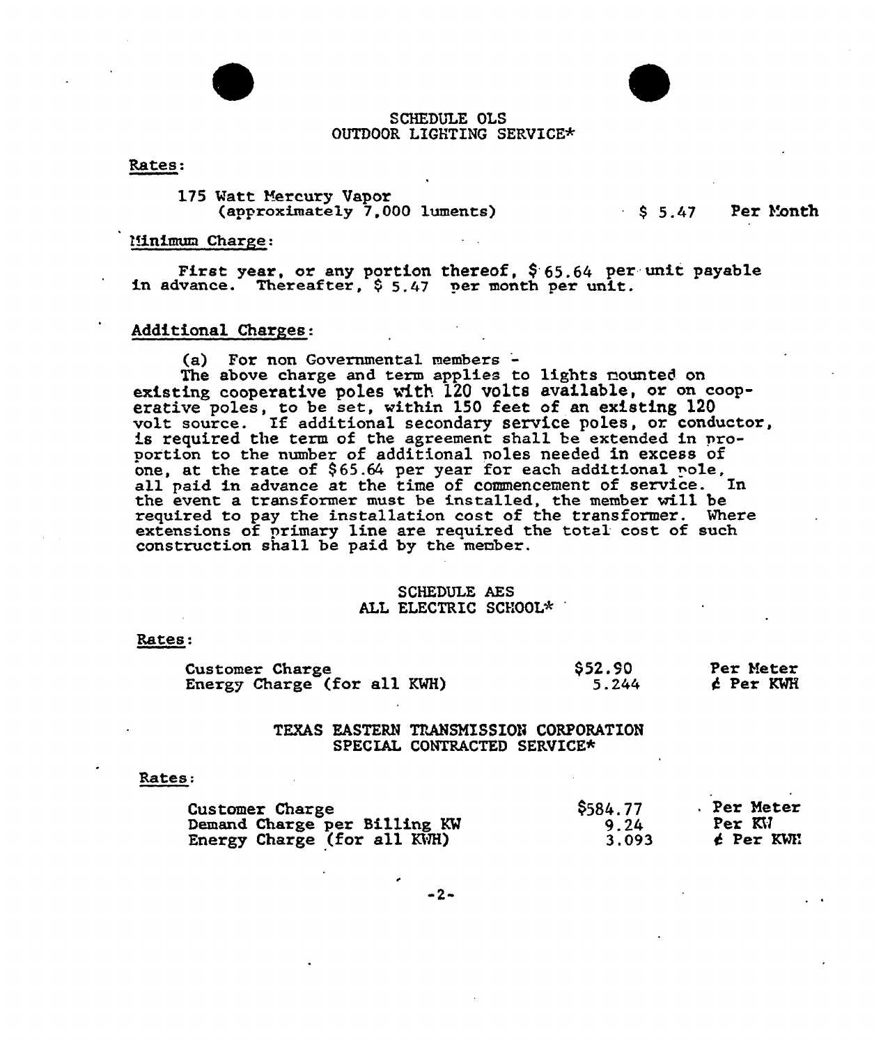## SCHEDULE OLS
## OUTDOOR LIGHTING SERVICE*

Rates:

| | | |
|---|---|---|
| 175 Watt Mercury Vapor (approximately 7,000 luments) | $ 5.47 | Per Month |

Minimum Charge:

First year, or any portion thereof, $ 65.64 per unit payable in advance. Thereafter, $ 5.47 per month per unit.

Additional Charges:

(a) For non Governmental members -
The above charge and term applies to lights mounted on existing cooperative poles with 120 volts available, or on cooperative poles, to be set, within 150 feet of an existing 120 volt source. If additional secondary service poles, or conductor, is required the term of the agreement shall be extended in proportion to the number of additional poles needed in excess of one, at the rate of $65.64 per year for each additional pole, all paid in advance at the time of commencement of service. In the event a transformer must be installed, the member will be required to pay the installation cost of the transformer. Where extensions of primary line are required the total cost of such construction shall be paid by the member.

## SCHEDULE AES
## ALL ELECTRIC SCHOOL*

Rates:

| | | |
|---|---|---|
| Customer Charge | $52.90 | Per Meter |
| Energy Charge (for all KWH) | 5.244 | ¢ Per KWH |

## TEXAS EASTERN TRANSMISSION CORPORATION
## SPECIAL CONTRACTED SERVICE*

Rates:

| | | |
|---|---|---|
| Customer Charge | $584.77 | Per Meter |
| Demand Charge per Billing KW | 9.24 | Per KW |
| Energy Charge (for all KWH) | 3.093 | ¢ Per KWH |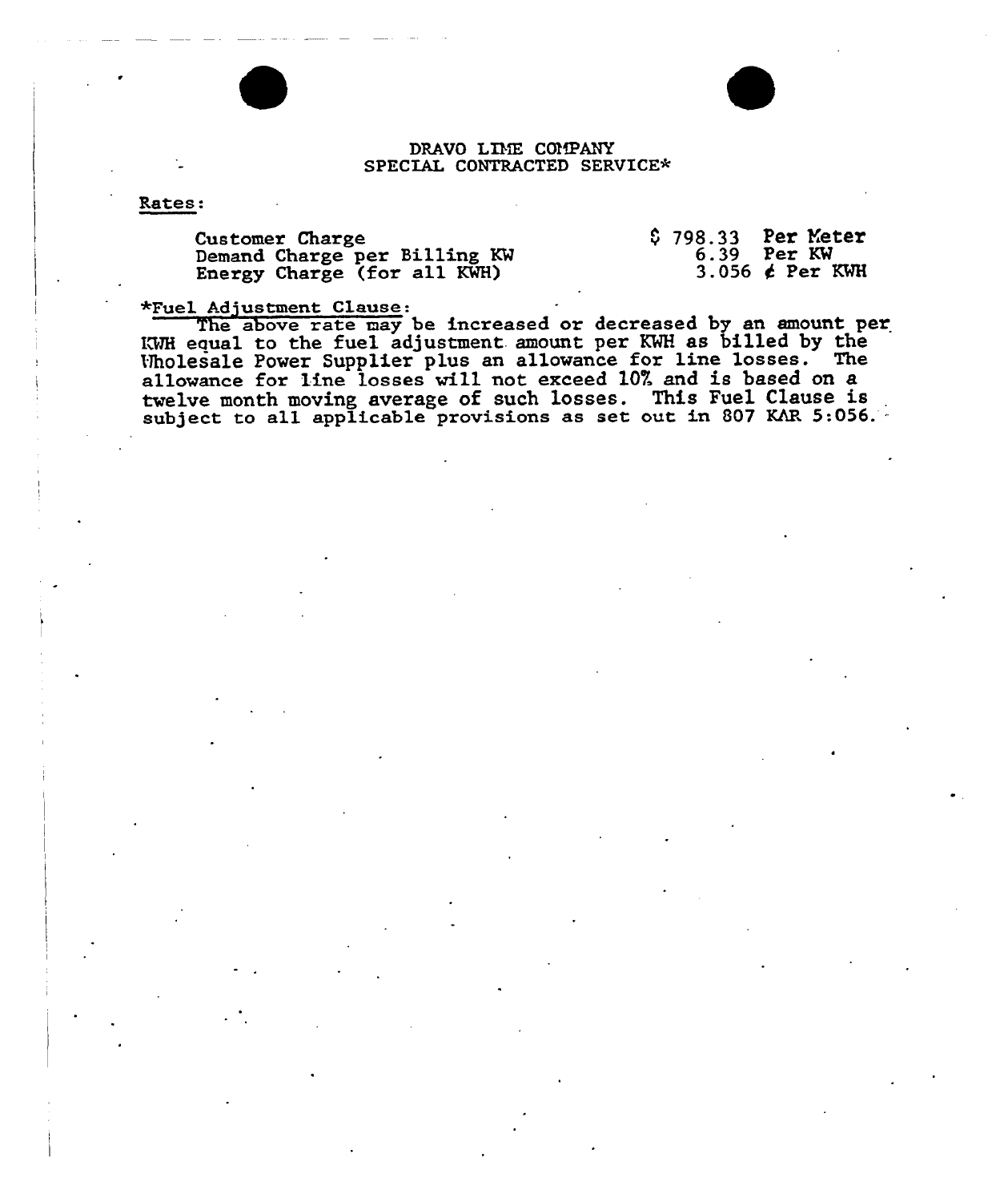# DRAVO LIME COMPANY
## SPECIAL CONTRACTED SERVICE*

Rates:

| | |
|---|---|
| Customer Charge | $ 798.33 Per Meter |
| Demand Charge per Billing KW | 6.39 Per KW |
| Energy Charge (for all KWH) | 3.056 ¢ Per KWH |

*Fuel Adjustment Clause:

The above rate may be increased or decreased by an amount per KWH equal to the fuel adjustment amount per KWH as billed by the Wholesale Power Supplier plus an allowance for line losses. The allowance for line losses will not exceed 10% and is based on a twelve month moving average of such losses. This Fuel Clause is subject to all applicable provisions as set out in 807 KAR 5:056.